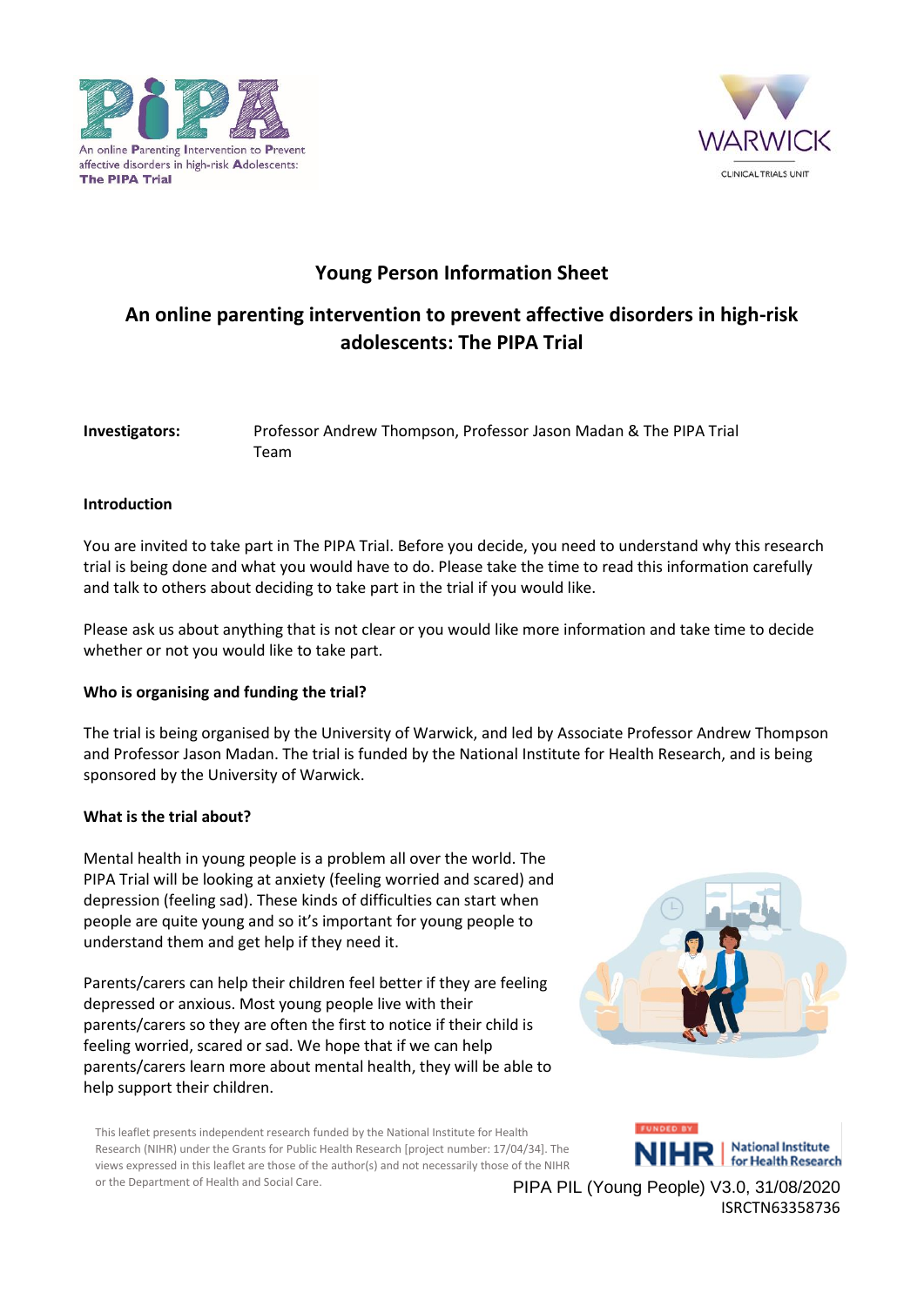# Young Person Information Sheet

## An online parenting intervention to prevent affective disorders in high-risk adolescents: The PIPA Trial

**Investigators:** Professor Andrew Thompson, Professor Jason Madan & The PIPA Trial Team

### Introduction

You are invited to take part in The PIPA Trial. Before you decide, you need to understand why this research trial is being done and what you would have to do. Please take the time to read this information carefully and talk to others about deciding to take part in the trial if you would like.

Please ask us about anything that is not clear or you would like more information and take time to decide whether or not you would like to take part.

### Who is organising and funding the trial?

The trial is being organised by the University of Warwick, and led by Associate Professor Andrew Thompson and Professor Jason Madan. The trial is funded by the National Institute for Health Research, and is being sponsored by the University of Warwick.

### What is the trial about?

Mental health in young people is a problem all over the world. The PIPA Trial will be looking at anxiety (feeling worried and scared) and depression (feeling sad). These kinds of difficulties can start when people are quite young and so it's important for young people to understand them and get help if they need it.

Parents/carers can help their children feel better if they are feeling depressed or anxious. Most young people live with their parents/carers so they are often the first to notice if their child is feeling worried, scared or sad. We hope that if we can help parents/carers learn more about mental health, they will be able to help support their children.

This leaflet presents independent research funded by the National Institute for Health Research (NIHR) under the Grants for Public Health Research [project number: 17/04/34]. The views expressed in this leaflet are those of the author(s) and not necessarily those of the NIHR or the Department of Health and Social Care.

PIPA PIL (Young People) V3.0, 31/08/2020
ISRCTN63358736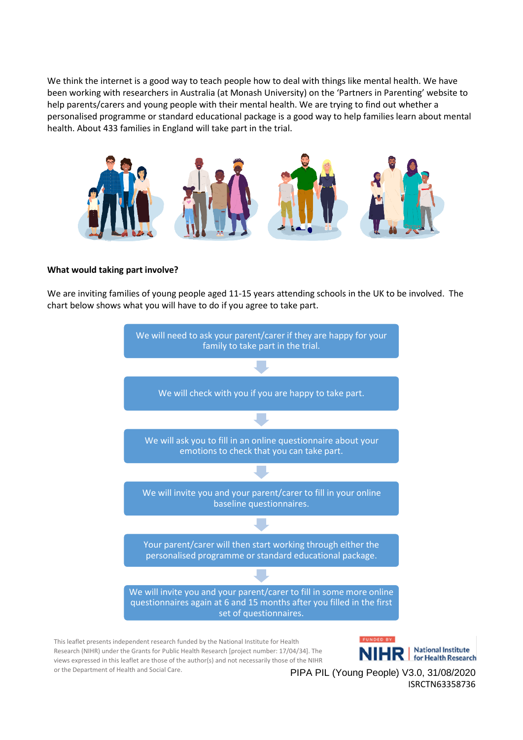We think the internet is a good way to teach people how to deal with things like mental health. We have been working with researchers in Australia (at Monash University) on the 'Partners in Parenting' website to help parents/carers and young people with their mental health. We are trying to find out whether a personalised programme or standard educational package is a good way to help families learn about mental health. About 433 families in England will take part in the trial.

**What would taking part involve?**

We are inviting families of young people aged 11-15 years attending schools in the UK to be involved. The chart below shows what you will have to do if you agree to take part.

We will need to ask your parent/carer if they are happy for your family to take part in the trial.

↓

We will check with you if you are happy to take part.

↓

We will ask you to fill in an online questionnaire about your emotions to check that you can take part.

↓

We will invite you and your parent/carer to fill in your online baseline questionnaires.

↓

Your parent/carer will then start working through either the personalised programme or standard educational package.

↓

We will invite you and your parent/carer to fill in some more online questionnaires again at 6 and 15 months after you filled in the first set of questionnaires.

This leaflet presents independent research funded by the National Institute for Health Research (NIHR) under the Grants for Public Health Research [project number: 17/04/34]. The views expressed in this leaflet are those of the author(s) and not necessarily those of the NIHR or the Department of Health and Social Care.

FUNDED BY NIHR | National Institute for Health Research

PIPA PIL (Young People) V3.0, 31/08/2020
ISRCTN63358736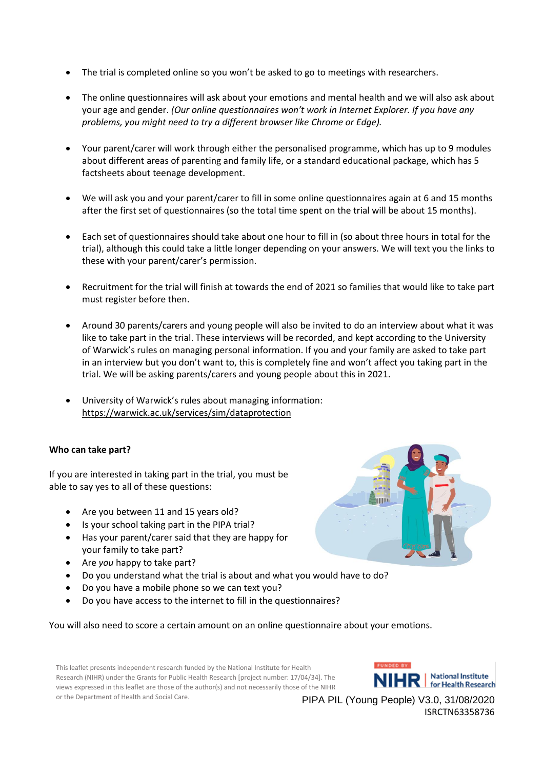- The trial is completed online so you won't be asked to go to meetings with researchers.
- The online questionnaires will ask about your emotions and mental health and we will also ask about your age and gender. *(Our online questionnaires won't work in Internet Explorer. If you have any problems, you might need to try a different browser like Chrome or Edge).*
- Your parent/carer will work through either the personalised programme, which has up to 9 modules about different areas of parenting and family life, or a standard educational package, which has 5 factsheets about teenage development.
- We will ask you and your parent/carer to fill in some online questionnaires again at 6 and 15 months after the first set of questionnaires (so the total time spent on the trial will be about 15 months).
- Each set of questionnaires should take about one hour to fill in (so about three hours in total for the trial), although this could take a little longer depending on your answers. We will text you the links to these with your parent/carer's permission.
- Recruitment for the trial will finish at towards the end of 2021 so families that would like to take part must register before then.
- Around 30 parents/carers and young people will also be invited to do an interview about what it was like to take part in the trial. These interviews will be recorded, and kept according to the University of Warwick's rules on managing personal information. If you and your family are asked to take part in an interview but you don't want to, this is completely fine and won't affect you taking part in the trial. We will be asking parents/carers and young people about this in 2021.
- University of Warwick's rules about managing information: https://warwick.ac.uk/services/sim/dataprotection

**Who can take part?**

If you are interested in taking part in the trial, you must be able to say yes to all of these questions:

- Are you between 11 and 15 years old?
- Is your school taking part in the PIPA trial?
- Has your parent/carer said that they are happy for your family to take part?
- Are *you* happy to take part?
- Do you understand what the trial is about and what you would have to do?
- Do you have a mobile phone so we can text you?
- Do you have access to the internet to fill in the questionnaires?

You will also need to score a certain amount on an online questionnaire about your emotions.

This leaflet presents independent research funded by the National Institute for Health Research (NIHR) under the Grants for Public Health Research [project number: 17/04/34]. The views expressed in this leaflet are those of the author(s) and not necessarily those of the NIHR or the Department of Health and Social Care.

PIPA PIL (Young People) V3.0, 31/08/2020
ISRCTN63358736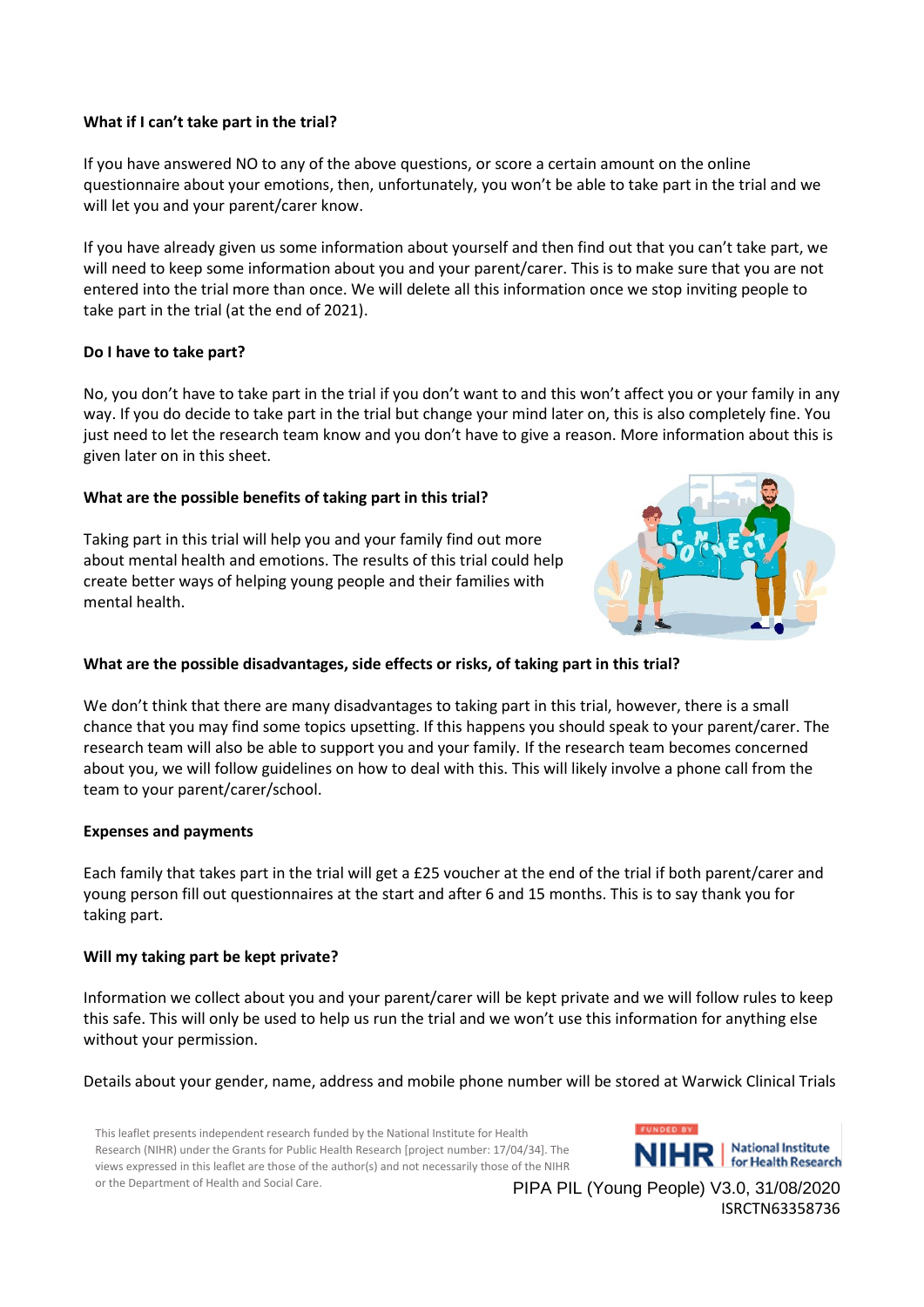**What if I can't take part in the trial?**

If you have answered NO to any of the above questions, or score a certain amount on the online questionnaire about your emotions, then, unfortunately, you won't be able to take part in the trial and we will let you and your parent/carer know.

If you have already given us some information about yourself and then find out that you can't take part, we will need to keep some information about you and your parent/carer. This is to make sure that you are not entered into the trial more than once. We will delete all this information once we stop inviting people to take part in the trial (at the end of 2021).

**Do I have to take part?**

No, you don't have to take part in the trial if you don't want to and this won't affect you or your family in any way. If you do decide to take part in the trial but change your mind later on, this is also completely fine. You just need to let the research team know and you don't have to give a reason. More information about this is given later on in this sheet.

**What are the possible benefits of taking part in this trial?**

Taking part in this trial will help you and your family find out more about mental health and emotions. The results of this trial could help create better ways of helping young people and their families with mental health.

**What are the possible disadvantages, side effects or risks, of taking part in this trial?**

We don't think that there are many disadvantages to taking part in this trial, however, there is a small chance that you may find some topics upsetting. If this happens you should speak to your parent/carer. The research team will also be able to support you and your family. If the research team becomes concerned about you, we will follow guidelines on how to deal with this. This will likely involve a phone call from the team to your parent/carer/school.

**Expenses and payments**

Each family that takes part in the trial will get a £25 voucher at the end of the trial if both parent/carer and young person fill out questionnaires at the start and after 6 and 15 months. This is to say thank you for taking part.

**Will my taking part be kept private?**

Information we collect about you and your parent/carer will be kept private and we will follow rules to keep this safe. This will only be used to help us run the trial and we won't use this information for anything else without your permission.

Details about your gender, name, address and mobile phone number will be stored at Warwick Clinical Trials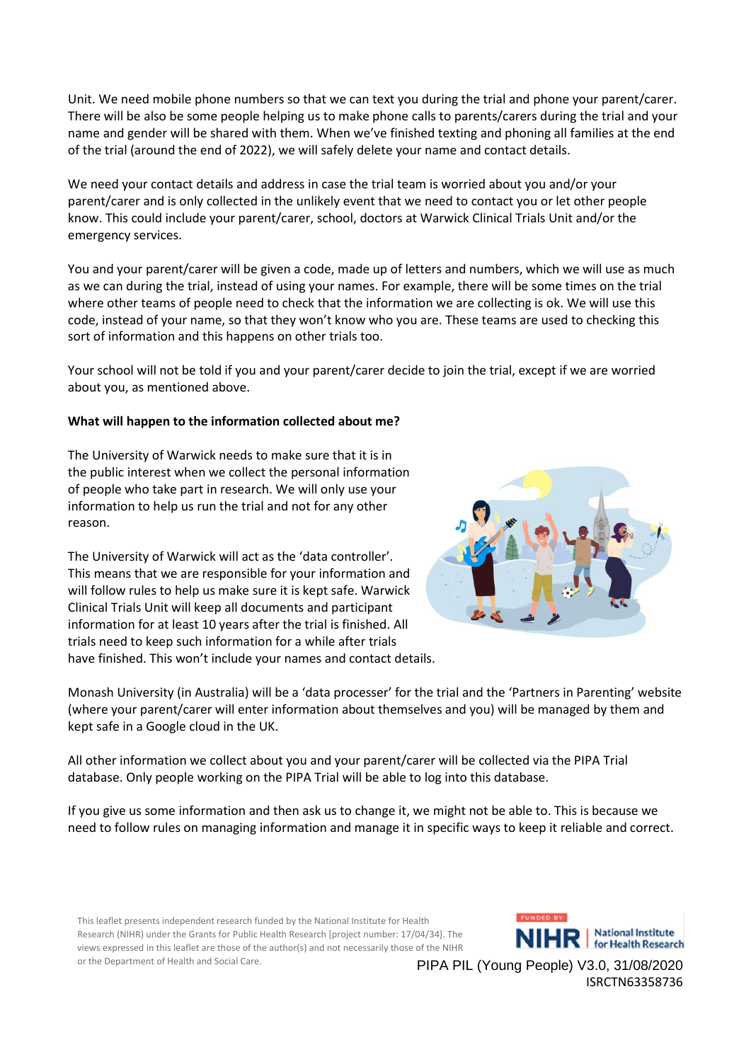Unit. We need mobile phone numbers so that we can text you during the trial and phone your parent/carer. There will be also be some people helping us to make phone calls to parents/carers during the trial and your name and gender will be shared with them. When we've finished texting and phoning all families at the end of the trial (around the end of 2022), we will safely delete your name and contact details.

We need your contact details and address in case the trial team is worried about you and/or your parent/carer and is only collected in the unlikely event that we need to contact you or let other people know. This could include your parent/carer, school, doctors at Warwick Clinical Trials Unit and/or the emergency services.

You and your parent/carer will be given a code, made up of letters and numbers, which we will use as much as we can during the trial, instead of using your names. For example, there will be some times on the trial where other teams of people need to check that the information we are collecting is ok. We will use this code, instead of your name, so that they won't know who you are. These teams are used to checking this sort of information and this happens on other trials too.

Your school will not be told if you and your parent/carer decide to join the trial, except if we are worried about you, as mentioned above.

**What will happen to the information collected about me?**

The University of Warwick needs to make sure that it is in the public interest when we collect the personal information of people who take part in research. We will only use your information to help us run the trial and not for any other reason.

The University of Warwick will act as the 'data controller'. This means that we are responsible for your information and will follow rules to help us make sure it is kept safe. Warwick Clinical Trials Unit will keep all documents and participant information for at least 10 years after the trial is finished. All trials need to keep such information for a while after trials have finished. This won't include your names and contact details.

Monash University (in Australia) will be a 'data processer' for the trial and the 'Partners in Parenting' website (where your parent/carer will enter information about themselves and you) will be managed by them and kept safe in a Google cloud in the UK.

All other information we collect about you and your parent/carer will be collected via the PIPA Trial database. Only people working on the PIPA Trial will be able to log into this database.

If you give us some information and then ask us to change it, we might not be able to. This is because we need to follow rules on managing information and manage it in specific ways to keep it reliable and correct.

This leaflet presents independent research funded by the National Institute for Health Research (NIHR) under the Grants for Public Health Research [project number: 17/04/34]. The views expressed in this leaflet are those of the author(s) and not necessarily those of the NIHR or the Department of Health and Social Care.

PIPA PIL (Young People) V3.0, 31/08/2020
ISRCTN63358736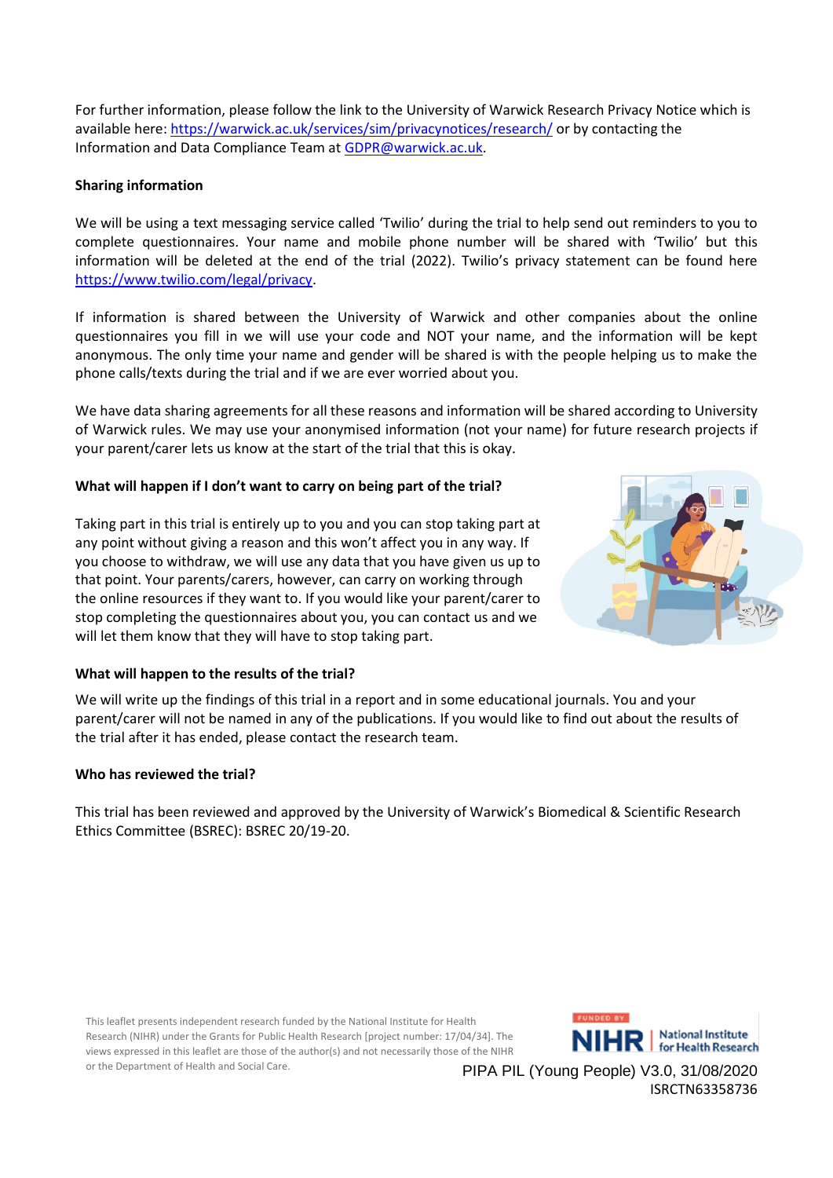For further information, please follow the link to the University of Warwick Research Privacy Notice which is available here: https://warwick.ac.uk/services/sim/privacynotices/research/ or by contacting the Information and Data Compliance Team at GDPR@warwick.ac.uk.

**Sharing information**

We will be using a text messaging service called 'Twilio' during the trial to help send out reminders to you to complete questionnaires. Your name and mobile phone number will be shared with 'Twilio' but this information will be deleted at the end of the trial (2022). Twilio's privacy statement can be found here https://www.twilio.com/legal/privacy.

If information is shared between the University of Warwick and other companies about the online questionnaires you fill in we will use your code and NOT your name, and the information will be kept anonymous. The only time your name and gender will be shared is with the people helping us to make the phone calls/texts during the trial and if we are ever worried about you.

We have data sharing agreements for all these reasons and information will be shared according to University of Warwick rules. We may use your anonymised information (not your name) for future research projects if your parent/carer lets us know at the start of the trial that this is okay.

**What will happen if I don't want to carry on being part of the trial?**

Taking part in this trial is entirely up to you and you can stop taking part at any point without giving a reason and this won't affect you in any way. If you choose to withdraw, we will use any data that you have given us up to that point. Your parents/carers, however, can carry on working through the online resources if they want to. If you would like your parent/carer to stop completing the questionnaires about you, you can contact us and we will let them know that they will have to stop taking part.

**What will happen to the results of the trial?**

We will write up the findings of this trial in a report and in some educational journals. You and your parent/carer will not be named in any of the publications. If you would like to find out about the results of the trial after it has ended, please contact the research team.

**Who has reviewed the trial?**

This trial has been reviewed and approved by the University of Warwick's Biomedical & Scientific Research Ethics Committee (BSREC): BSREC 20/19-20.

This leaflet presents independent research funded by the National Institute for Health Research (NIHR) under the Grants for Public Health Research [project number: 17/04/34]. The views expressed in this leaflet are those of the author(s) and not necessarily those of the NIHR or the Department of Health and Social Care.

PIPA PIL (Young People) V3.0, 31/08/2020
ISRCTN63358736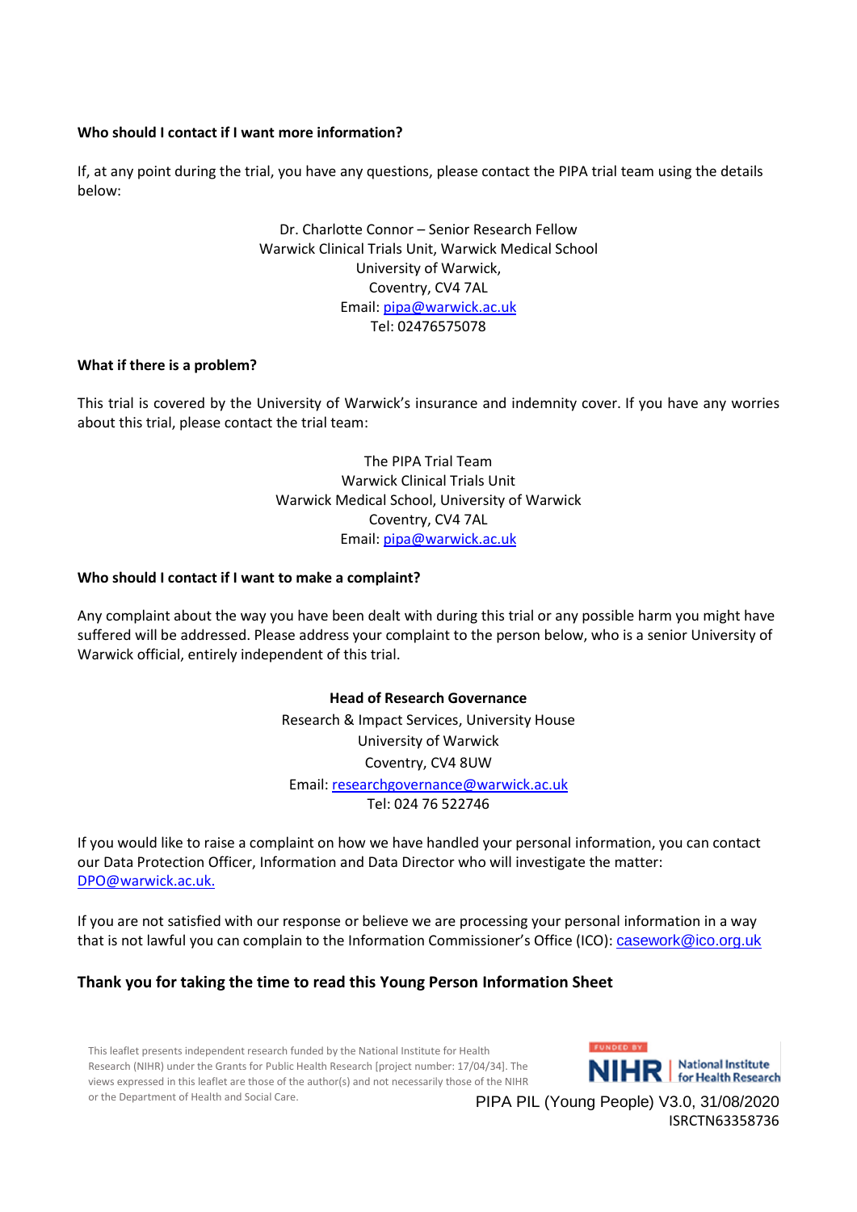**Who should I contact if I want more information?**

If, at any point during the trial, you have any questions, please contact the PIPA trial team using the details below:

Dr. Charlotte Connor – Senior Research Fellow
Warwick Clinical Trials Unit, Warwick Medical School
University of Warwick,
Coventry, CV4 7AL
Email: pipa@warwick.ac.uk
Tel: 02476575078

**What if there is a problem?**

This trial is covered by the University of Warwick's insurance and indemnity cover. If you have any worries about this trial, please contact the trial team:

The PIPA Trial Team
Warwick Clinical Trials Unit
Warwick Medical School, University of Warwick
Coventry, CV4 7AL
Email: pipa@warwick.ac.uk

**Who should I contact if I want to make a complaint?**

Any complaint about the way you have been dealt with during this trial or any possible harm you might have suffered will be addressed. Please address your complaint to the person below, who is a senior University of Warwick official, entirely independent of this trial.

**Head of Research Governance**
Research & Impact Services, University House
University of Warwick
Coventry, CV4 8UW
Email: researchgovernance@warwick.ac.uk
Tel: 024 76 522746

If you would like to raise a complaint on how we have handled your personal information, you can contact our Data Protection Officer, Information and Data Director who will investigate the matter: DPO@warwick.ac.uk.

If you are not satisfied with our response or believe we are processing your personal information in a way that is not lawful you can complain to the Information Commissioner's Office (ICO): casework@ico.org.uk

**Thank you for taking the time to read this Young Person Information Sheet**

This leaflet presents independent research funded by the National Institute for Health Research (NIHR) under the Grants for Public Health Research [project number: 17/04/34]. The views expressed in this leaflet are those of the author(s) and not necessarily those of the NIHR or the Department of Health and Social Care.

FUNDED BY NIHR | National Institute for Health Research

PIPA PIL (Young People) V3.0, 31/08/2020
ISRCTN63358736